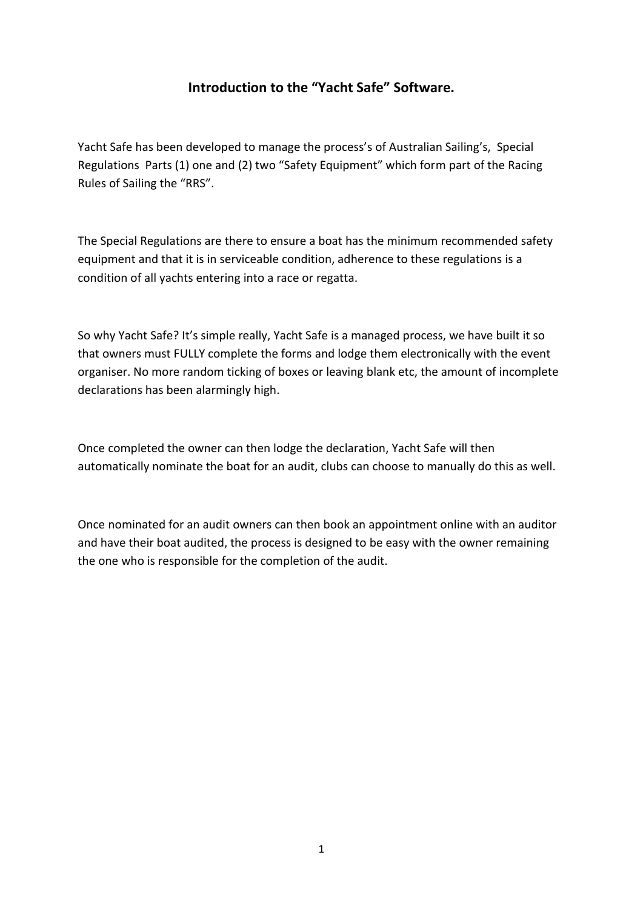# Introduction to the "Yacht Safe" Software.

Yacht Safe has been developed to manage the process's of Australian Sailing's, Special Regulations Parts (1) one and (2) two "Safety Equipment" which form part of the Racing Rules of Sailing the "RRS".

The Special Regulations are there to ensure a boat has the minimum recommended safety equipment and that it is in serviceable condition, adherence to these regulations is a condition of all yachts entering into a race or regatta.

So why Yacht Safe? It's simple really, Yacht Safe is a managed process, we have built it so that owners must FULLY complete the forms and lodge them electronically with the event organiser. No more random ticking of boxes or leaving blank etc, the amount of incomplete declarations has been alarmingly high.

Once completed the owner can then lodge the declaration, Yacht Safe will then automatically nominate the boat for an audit, clubs can choose to manually do this as well.

Once nominated for an audit owners can then book an appointment online with an auditor and have their boat audited, the process is designed to be easy with the owner remaining the one who is responsible for the completion of the audit.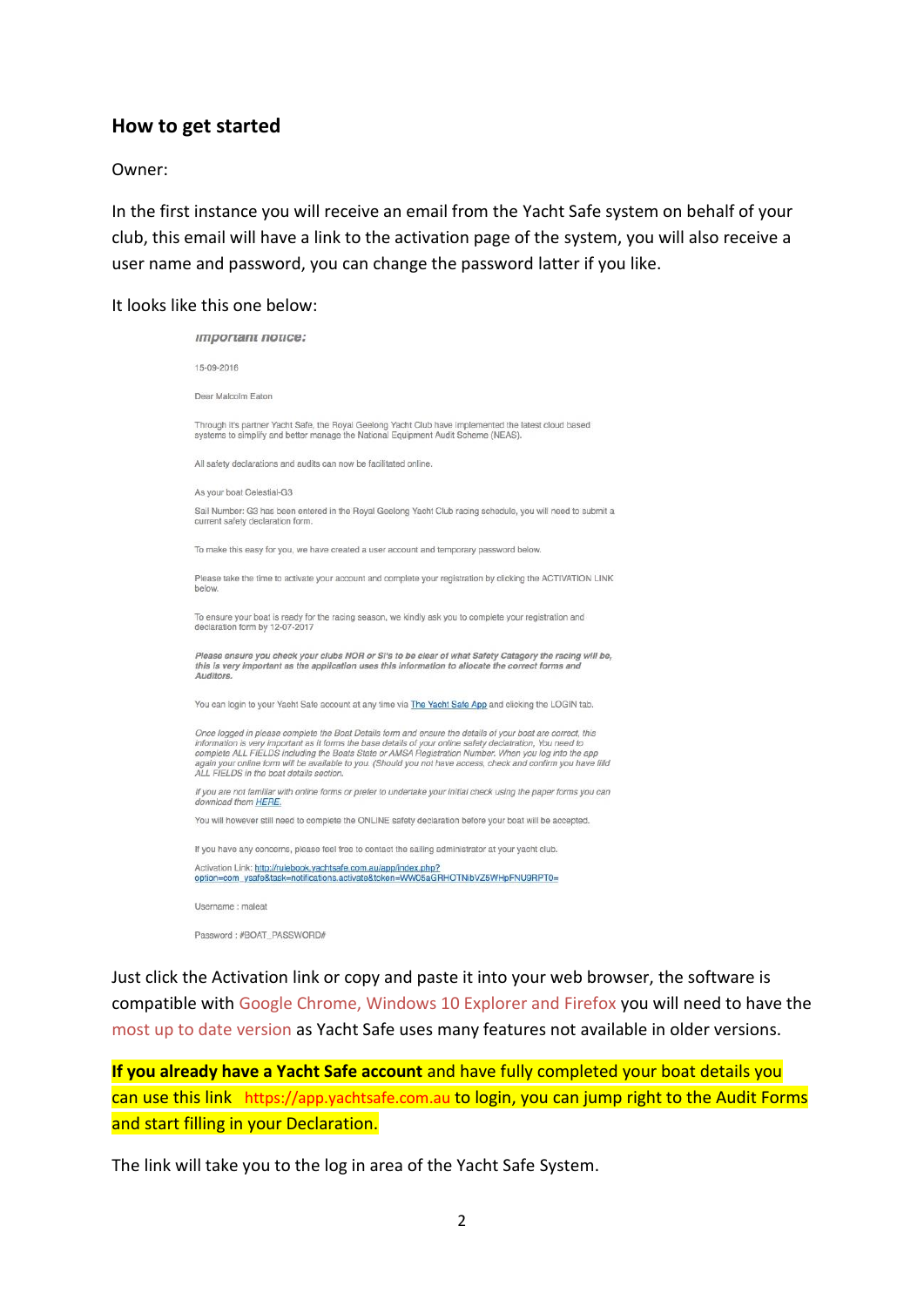## How to get started

Owner:

In the first instance you will receive an email from the Yacht Safe system on behalf of your club, this email will have a link to the activation page of the system, you will also receive a user name and password, you can change the password latter if you like.

It looks like this one below:

*Important notice:*

15-09-2016

Dear Malcolm Eaton

Through it's partner Yacht Safe, the Royal Geelong Yacht Club have implemented the latest cloud based systems to simplify and better manage the National Equipment Audit Scheme (NEAS).

All safety declarations and audits can now be facilitated online.

As your boat Celestial-G3

Sail Number: G3 has been entered in the Royal Geelong Yacht Club racing schedule, you will need to submit a current safety declaration form.

To make this easy for you, we have created a user account and temporary password below.

Please take the time to activate your account and complete your registration by clicking the ACTIVATION LINK below.

To ensure your boat is ready for the racing season, we kindly ask you to complete your registration and declaration form by 12-07-2017

***Please ensure you check your clubs NOR or SI's to be clear of what Safety Catagory the racing will be, this is very important as the application uses this information to allocate the correct forms and Auditors.***

You can login to your Yacht Safe account at any time via The Yacht Safe App and clicking the LOGIN tab.

*Once logged in please complete the Boat Details form and ensure the details of your boat are correct, this information is very important as it forms the base details of your online safety declaration, You need to complete ALL FIELDS including the Boats State or AMSA Registration Number. When you log into the app again your online form will be available to you. (Should you not have access, check and confirm you have filld ALL FIELDS in the boat details section.*

*If you are not familiar with online forms or prefer to undertake your initial check using the paper forms you can download them HERE.*

You will however still need to complete the ONLINE safety declaration before your boat will be accepted.

If you have any concerns, please feel free to contact the sailing administrator at your yacht club.

Activation Link: http://rulebook.yachtsafe.com.au/app/index.php?option=com_ysafe&task=notifications.activate&token=WW05aGRHOTNlbVZ5WHpFNU9RPT0=

Username : maleat

Password : #BOAT_PASSWORD#

Just click the Activation link or copy and paste it into your web browser, the software is compatible with Google Chrome, Windows 10 Explorer and Firefox you will need to have the most up to date version as Yacht Safe uses many features not available in older versions.

**If you already have a Yacht Safe account** and have fully completed your boat details you can use this link https://app.yachtsafe.com.au to login, you can jump right to the Audit Forms and start filling in your Declaration.

The link will take you to the log in area of the Yacht Safe System.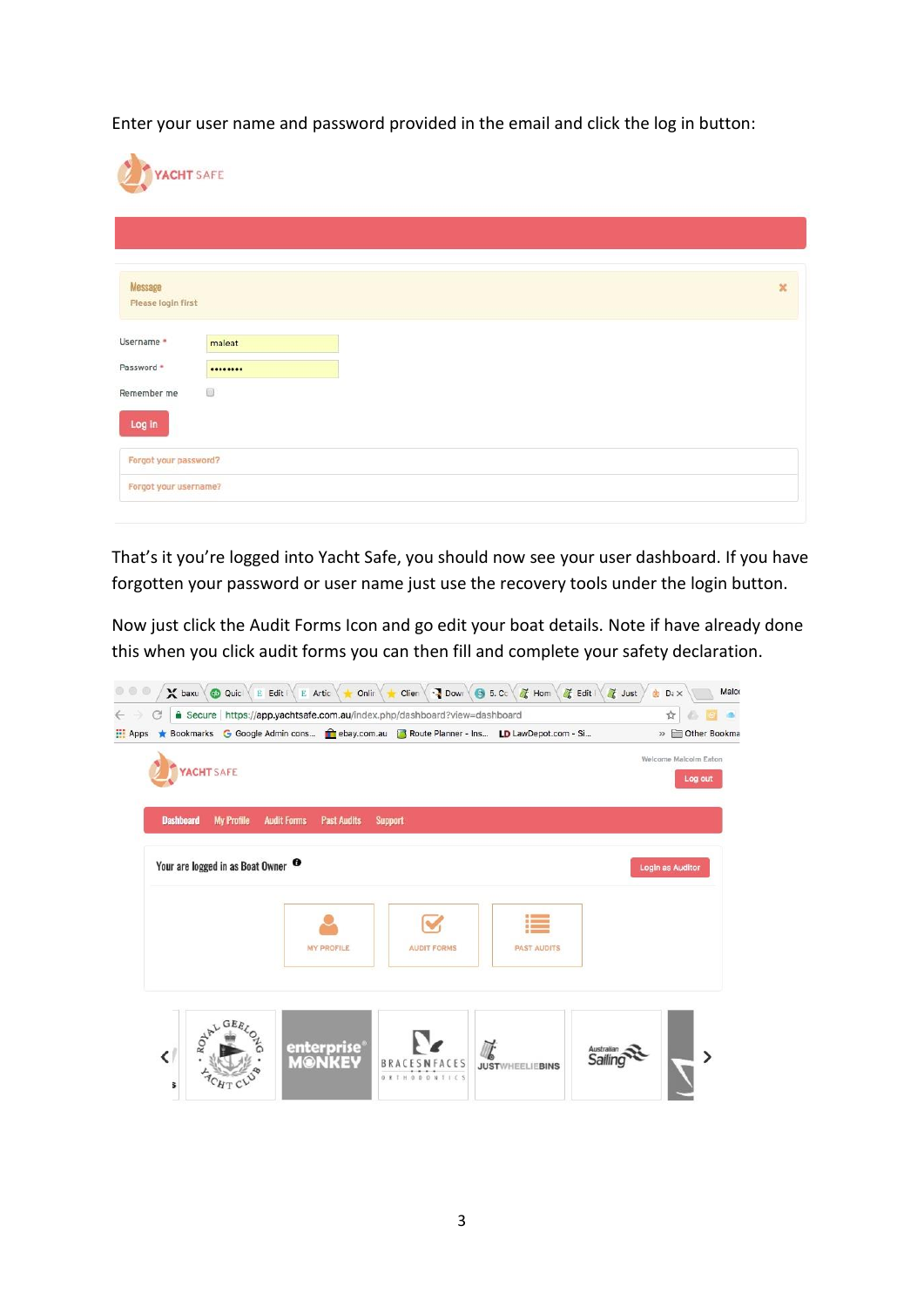Enter your user name and password provided in the email and click the log in button:

That's it you're logged into Yacht Safe, you should now see your user dashboard. If you have forgotten your password or user name just use the recovery tools under the login button.

Now just click the Audit Forms Icon and go edit your boat details. Note if have already done this when you click audit forms you can then fill and complete your safety declaration.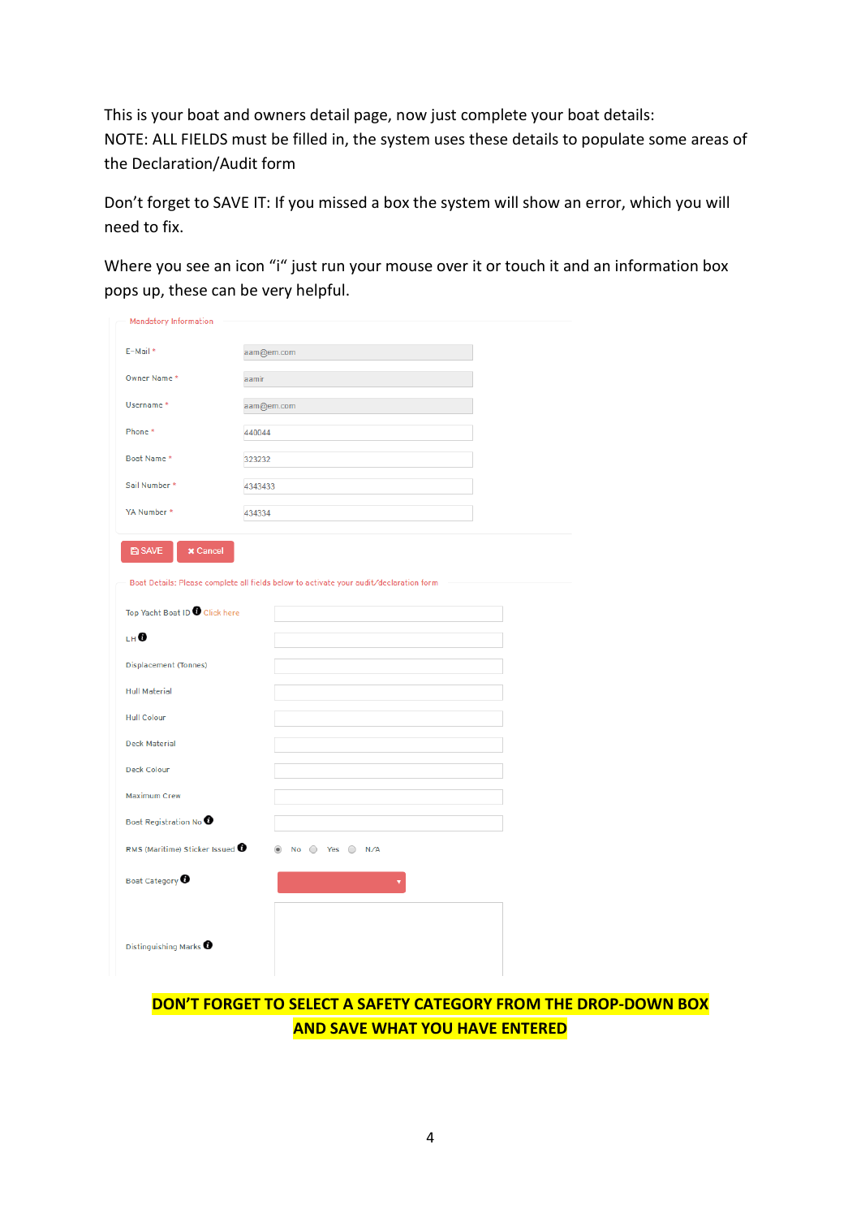This is your boat and owners detail page, now just complete your boat details:
NOTE: ALL FIELDS must be filled in, the system uses these details to populate some areas of the Declaration/Audit form

Don't forget to SAVE IT: If you missed a box the system will show an error, which you will need to fix.

Where you see an icon "i" just run your mouse over it or touch it and an information box pops up, these can be very helpful.

Mandatory Information

| | |
|---|---|
| E-Mail * | aam@em.com |
| Owner Name * | aamir |
| Username * | aam@em.com |
| Phone * | 440044 |
| Boat Name * | 323232 |
| Sail Number * | 4343433 |
| YA Number * | 434334 |

SAVE  Cancel

Boat Details: Please complete all fields below to activate your audit/declaration form

| | |
|---|---|
| Top Yacht Boat ID Click here | |
| LH | |
| Displacement (Tonnes) | |
| Hull Material | |
| Hull Colour | |
| Deck Material | |
| Deck Colour | |
| Maximum Crew | |
| Boat Registration No | |
| RMS (Maritime) Sticker Issued | No  Yes  N/A |
| Boat Category | |
| Distinguishing Marks | |

**DON'T FORGET TO SELECT A SAFETY CATEGORY FROM THE DROP-DOWN BOX AND SAVE WHAT YOU HAVE ENTERED**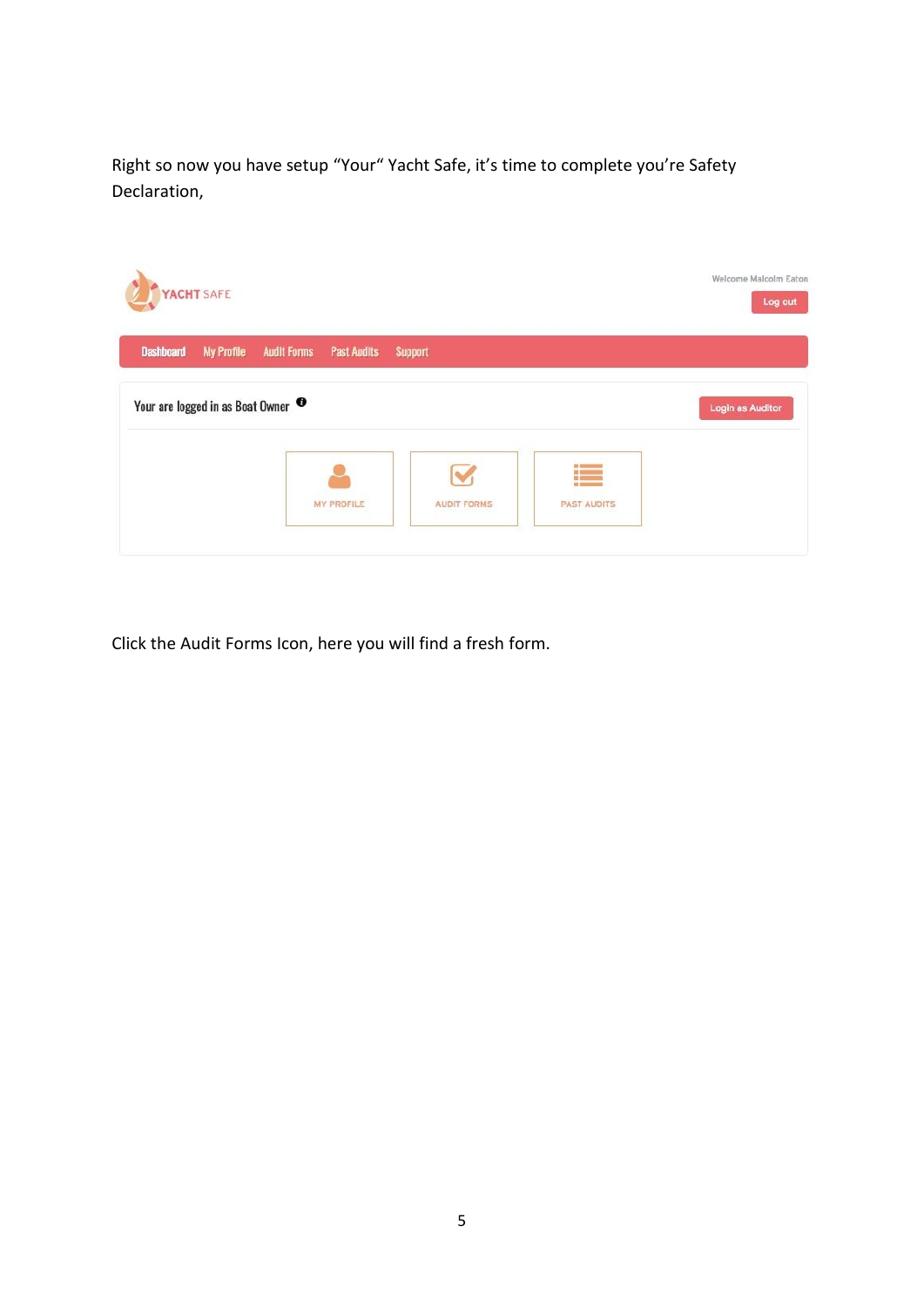Right so now you have setup "Your" Yacht Safe, it's time to complete you're Safety Declaration,

Click the Audit Forms Icon, here you will find a fresh form.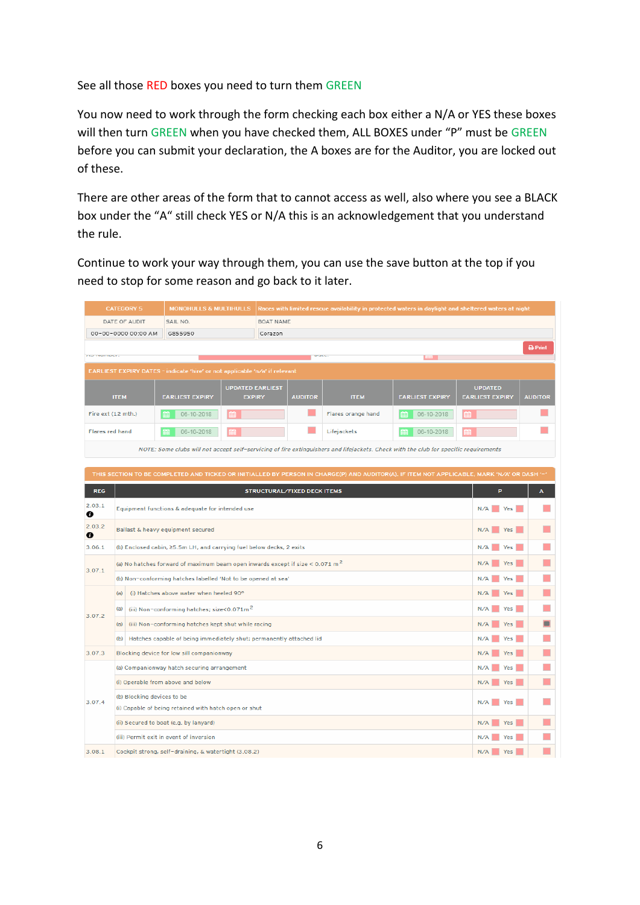See all those RED boxes you need to turn them GREEN

You now need to work through the form checking each box either a N/A or YES these boxes will then turn GREEN when you have checked them, ALL BOXES under "P" must be GREEN before you can submit your declaration, the A boxes are for the Auditor, you are locked out of these.

There are other areas of the form that to cannot access as well, also where you see a BLACK box under the "A" still check YES or N/A this is an acknowledgement that you understand the rule.

Continue to work your way through them, you can use the save button at the top if you need to stop for some reason and go back to it later.

| CATEGORY 5 | MONOHULLS & MULTIHULLS | Races with limited rescue availability in protected waters in daylight and sheltered waters at night |
|---|---|---|
| DATE OF AUDIT | SAIL NO. | BOAT NAME |
| 00-00-0000 00:00 AM | G855950 | Corazon |

Print

EARLIEST EXPIRY DATES - indicate 'hire' or not applicable 'n/a' if relevant

| ITEM | EARLIEST EXPIRY | UPDATED EARLIEST EXPIRY | AUDITOR | ITEM | EARLIEST EXPIRY | UPDATED EARLIEST EXPIRY | AUDITOR |
|---|---|---|---|---|---|---|---|
| Fire ext (12 mth.) | 06-10-2018 | | | Flares orange hand | 06-10-2018 | | |
| Flares red hand | 06-10-2018 | | | Lifejackets | 06-10-2018 | | |

*NOTE: Some clubs will not accept self-servicing of fire extinguishers and lifejackets. Check with the club for specific requirements*

THIS SECTION TO BE COMPLETED AND TICKED OR INITIALLED BY PERSON IN CHARGE(P) AND AUDITOR(A). IF ITEM NOT APPLICABLE, MARK 'N/A' OR DASH '–'

| REG | STRUCTURAL/FIXED DECK ITEMS | P | A |
|---|---|---|---|
| 2.03.1 | Equipment functions & adequate for intended use | N/A Yes | |
| 2.03.2 | Ballast & heavy equipment secured | N/A Yes | |
| 3.06.1 | (b) Enclosed cabin, ≥5.5m LH, and carrying fuel below decks, 2 exits | N/A Yes | |
| 3.07.1 | (a) No hatches forward of maximum beam open inwards except if size < 0.071 $m^2$ | N/A Yes | |
| | (b) Non-conforming hatches labelled 'Not to be opened at sea' | N/A Yes | |
| 3.07.2 | (a) (i) Hatches above water when heeled 90° | N/A Yes | |
| | (a) (iii) Non-conforming hatches; size<0.071$m^2$ | N/A Yes | |
| | (a) (iii) Non-conforming hatches kept shut while racing | N/A Yes | |
| | (b) Hatches capable of being immediately shut; permanently attached lid | N/A Yes | |
| 3.07.3 | Blocking device for low sill companionway | N/A Yes | |
| 3.07.4 | (a) Companionway hatch securing arrangement | N/A Yes | |
| | (i) Operable from above and below | N/A Yes | |
| | (b) Blocking devices to be (i) Capable of being retained with hatch open or shut | N/A Yes | |
| | (ii) Secured to boat (e.g. by lanyard) | N/A Yes | |
| | (iii) Permit exit in event of inversion | N/A Yes | |
| 3.08.1 | Cockpit strong, self-draining, & watertight (3.08.2) | N/A Yes | |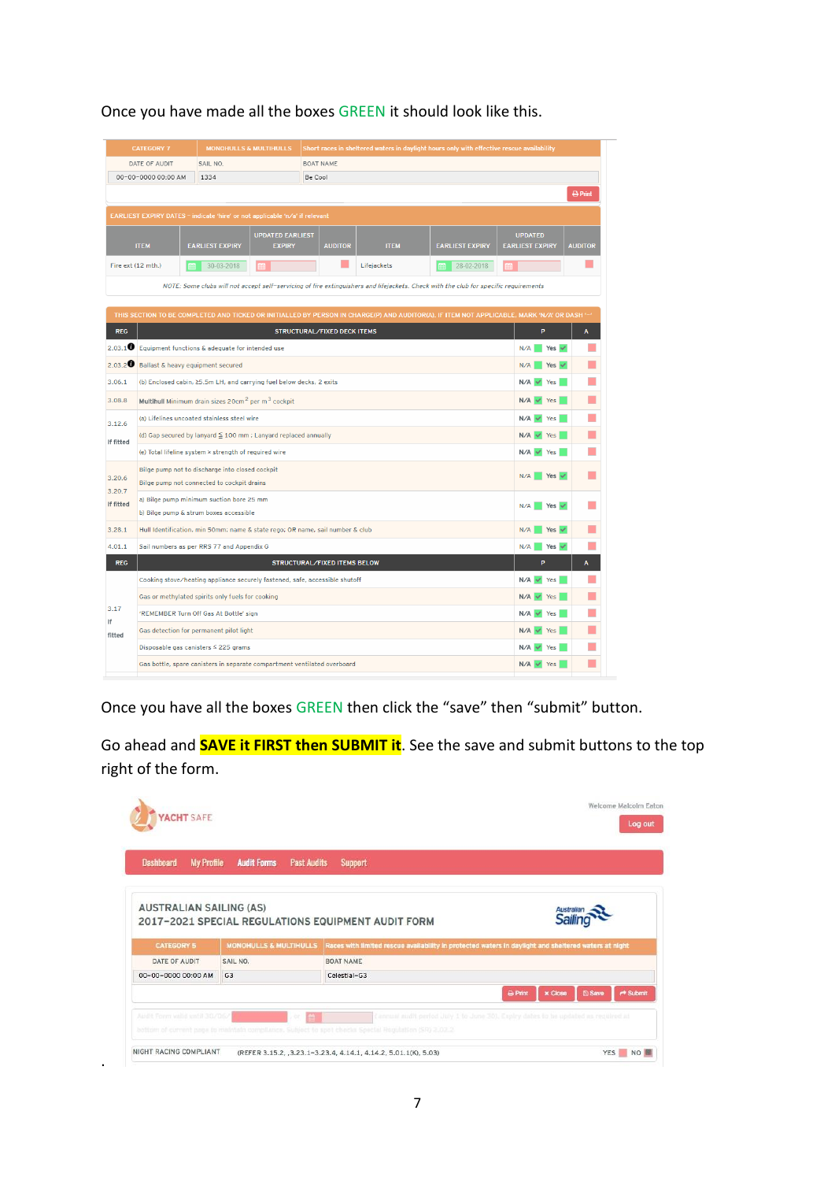Once you have made all the boxes GREEN it should look like this.

| CATEGORY 7 | MONOHULLS & MULTIHULLS | Short races in sheltered waters in daylight hours only with effective rescue availability |
|---|---|---|
| DATE OF AUDIT | SAIL NO. | BOAT NAME |
| 00-00-0000 00:00 AM | 1334 | Be Cool |

Print

EARLIEST EXPIRY DATES – indicate 'hire' or not applicable 'n/a' if relevant

| ITEM | EARLIEST EXPIRY | UPDATED EARLIEST EXPIRY | AUDITOR | ITEM | EARLIEST EXPIRY | UPDATED EARLIEST EXPIRY | AUDITOR |
|---|---|---|---|---|---|---|---|
| Fire ext (12 mth.) | 30-03-2018 | | | Lifejackets | 28-02-2018 | | |

*NOTE: Some clubs will not accept self-servicing of fire extinguishers and lifejackets. Check with the club for specific requirements*

THIS SECTION TO BE COMPLETED AND TICKED OR INITIALLED BY PERSON IN CHARGE(P) AND AUDITOR(A). IF ITEM NOT APPLICABLE, MARK 'N/A' OR DASH '—'

| REG | STRUCTURAL/FIXED DECK ITEMS | P | A |
|---|---|---|---|
| 2.03.1 | Equipment functions & adequate for intended use | N/A Yes ✓ | |
| 2.03.2 | Ballast & heavy equipment secured | N/A Yes ✓ | |
| 3.06.1 | (b) Enclosed cabin, ≥5.5m LH, and carrying fuel below decks, 2 exits | N/A ✓ Yes | |
| 3.08.8 | Multihull Minimum drain sizes 20cm² per m³ cockpit | N/A ✓ Yes | |
| 3.12.6 If fitted | (a) Lifelines uncoated stainless steel wire | N/A ✓ Yes | |
| | (d) Gap secured by lanyard ≤ 100 mm ; Lanyard replaced annually | N/A ✓ Yes | |
| | (e) Total lifeline system ≥ strength of required wire | N/A ✓ Yes | |
| 3.20.6 | Bilge pump not to discharge into closed cockpit<br>Bilge pump not connected to cockpit drains | N/A Yes ✓ | |
| 3.20.7 If fitted | a) Bilge pump minimum suction bore 25 mm<br>b) Bilge pump & strum boxes accessible | N/A Yes ✓ | |
| 3.28.1 | Hull identification. min 50mm; name & state rego; OR name, sail number & club | N/A Yes ✓ | |
| 4.01.1 | Sail numbers as per RRS 77 and Appendix G | N/A Yes ✓ | |
| REG | STRUCTURAL/FIXED ITEMS BELOW | P | A |
| 3.17 If fitted | Cooking stove/heating appliance securely fastened, safe, accessible shutoff | N/A ✓ Yes | |
| | Gas or methylated spirits only fuels for cooking | N/A ✓ Yes | |
| | 'REMEMBER Turn Off Gas At Bottle' sign | N/A ✓ Yes | |
| | Gas detection for permanent pilot light | N/A ✓ Yes | |
| | Disposable gas canisters ≤ 225 grams | N/A ✓ Yes | |
| | Gas bottle, spare canisters in separate compartment ventilated overboard | N/A ✓ Yes | |

Once you have all the boxes GREEN then click the "save" then "submit" button.

Go ahead and **SAVE it FIRST then SUBMIT it**. See the save and submit buttons to the top right of the form.

YACHT SAFE

Welcome Malcolm Eaton

Log out

Dashboard | My Profile | Audit Forms | Past Audits | Support

AUSTRALIAN SAILING (AS)
2017-2021 SPECIAL REGULATIONS EQUIPMENT AUDIT FORM

Australian Sailing

| CATEGORY 5 | MONOHULLS & MULTIHULLS | Races with limited rescue availability in protected waters in daylight and sheltered waters at night |
|---|---|---|
| DATE OF AUDIT | SAIL NO. | BOAT NAME |
| 00-00-0000 00:00 AM | G3 | Celestial-G3 |

Print | Close | Save | Submit

NIGHT RACING COMPLIANT (REFER 3.15.2, ,3.23.1-3.23.4, 4.14.1, 4.14.2, 5.01.1(K), 5.03) YES NO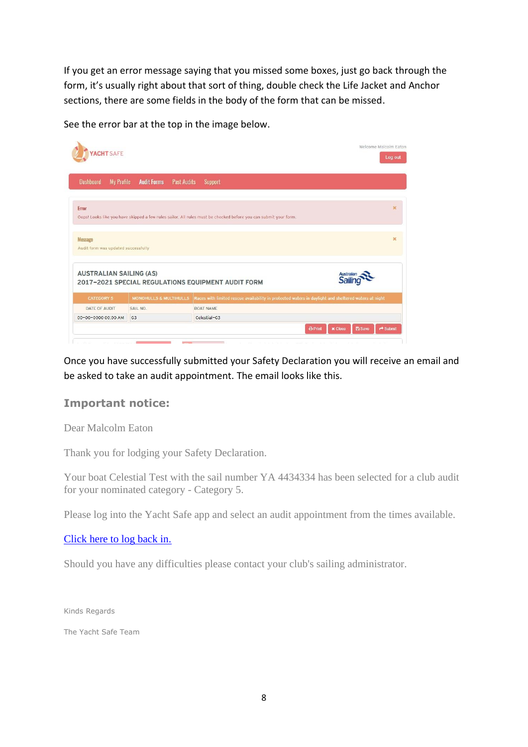If you get an error message saying that you missed some boxes, just go back through the form, it's usually right about that sort of thing, double check the Life Jacket and Anchor sections, there are some fields in the body of the form that can be missed.

See the error bar at the top in the image below.

Once you have successfully submitted your Safety Declaration you will receive an email and be asked to take an audit appointment. The email looks like this.

## Important notice:

Dear Malcolm Eaton

Thank you for lodging your Safety Declaration.

Your boat Celestial Test with the sail number YA 4434334 has been selected for a club audit for your nominated category - Category 5.

Please log into the Yacht Safe app and select an audit appointment from the times available.

Click here to log back in.

Should you have any difficulties please contact your club's sailing administrator.

Kinds Regards

The Yacht Safe Team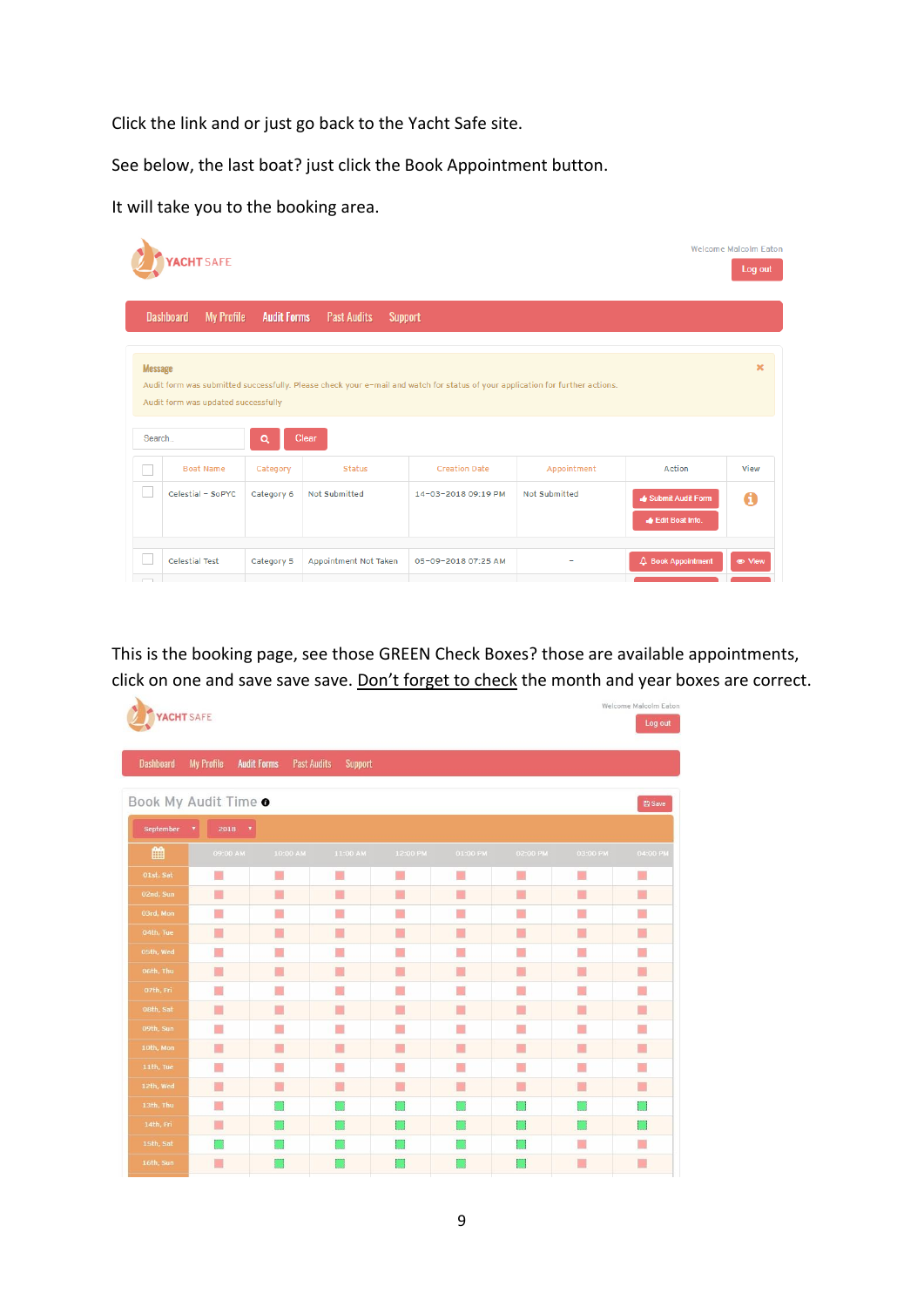Click the link and or just go back to the Yacht Safe site.

See below, the last boat? just click the Book Appointment button.

It will take you to the booking area.

This is the booking page, see those GREEN Check Boxes? those are available appointments, click on one and save save save. Don't forget to check the month and year boxes are correct.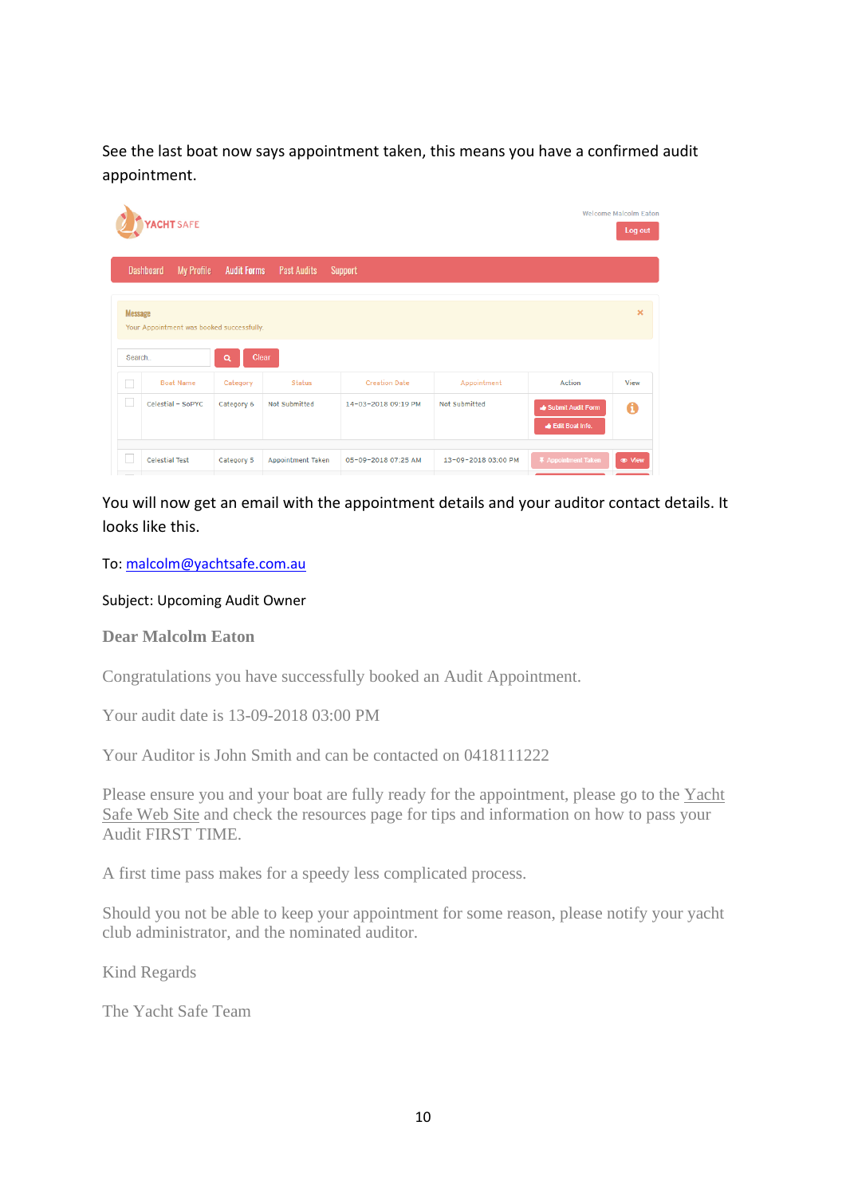See the last boat now says appointment taken, this means you have a confirmed audit appointment.

You will now get an email with the appointment details and your auditor contact details. It looks like this.

To: [malcolm@yachtsafe.com.au](mailto:malcolm@yachtsafe.com.au)

Subject: Upcoming Audit Owner

**Dear Malcolm Eaton**

Congratulations you have successfully booked an Audit Appointment.

Your audit date is 13-09-2018 03:00 PM

Your Auditor is John Smith and can be contacted on 0418111222

Please ensure you and your boat are fully ready for the appointment, please go to the Yacht Safe Web Site and check the resources page for tips and information on how to pass your Audit FIRST TIME.

A first time pass makes for a speedy less complicated process.

Should you not be able to keep your appointment for some reason, please notify your yacht club administrator, and the nominated auditor.

Kind Regards

The Yacht Safe Team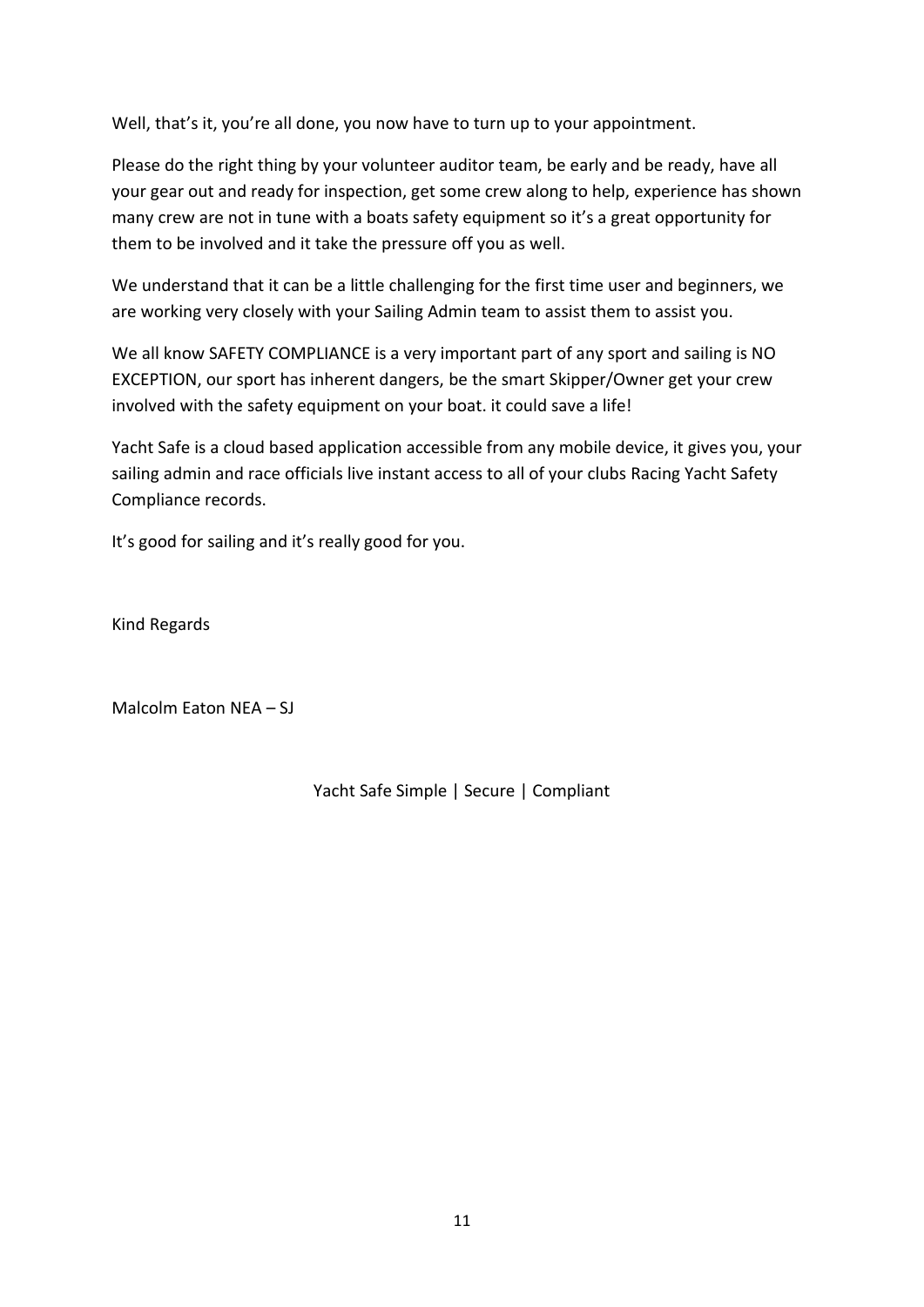Well, that's it, you're all done, you now have to turn up to your appointment.

Please do the right thing by your volunteer auditor team, be early and be ready, have all your gear out and ready for inspection, get some crew along to help, experience has shown many crew are not in tune with a boats safety equipment so it's a great opportunity for them to be involved and it take the pressure off you as well.

We understand that it can be a little challenging for the first time user and beginners, we are working very closely with your Sailing Admin team to assist them to assist you.

We all know SAFETY COMPLIANCE is a very important part of any sport and sailing is NO EXCEPTION, our sport has inherent dangers, be the smart Skipper/Owner get your crew involved with the safety equipment on your boat. it could save a life!

Yacht Safe is a cloud based application accessible from any mobile device, it gives you, your sailing admin and race officials live instant access to all of your clubs Racing Yacht Safety Compliance records.

It's good for sailing and it's really good for you.

Kind Regards

Malcolm Eaton NEA – SJ

Yacht Safe Simple | Secure | Compliant